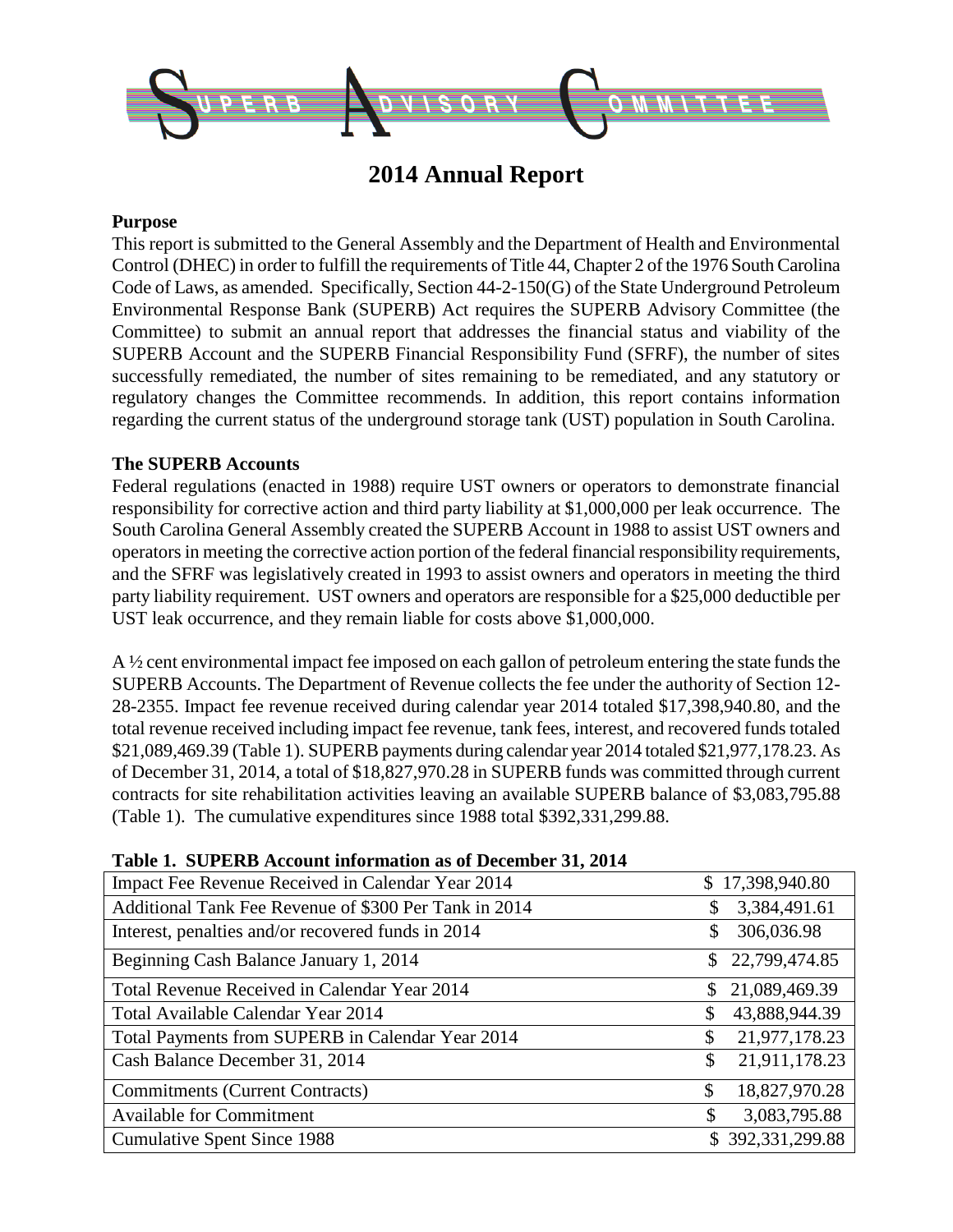# SUPERB ADVISORY COMMITTEE

## 2014 Annual Report

**Purpose**

This report is submitted to the General Assembly and the Department of Health and Environmental Control (DHEC) in order to fulfill the requirements of Title 44, Chapter 2 of the 1976 South Carolina Code of Laws, as amended. Specifically, Section 44-2-150(G) of the State Underground Petroleum Environmental Response Bank (SUPERB) Act requires the SUPERB Advisory Committee (the Committee) to submit an annual report that addresses the financial status and viability of the SUPERB Account and the SUPERB Financial Responsibility Fund (SFRF), the number of sites successfully remediated, the number of sites remaining to be remediated, and any statutory or regulatory changes the Committee recommends. In addition, this report contains information regarding the current status of the underground storage tank (UST) population in South Carolina.

**The SUPERB Accounts**

Federal regulations (enacted in 1988) require UST owners or operators to demonstrate financial responsibility for corrective action and third party liability at $1,000,000 per leak occurrence. The South Carolina General Assembly created the SUPERB Account in 1988 to assist UST owners and operators in meeting the corrective action portion of the federal financial responsibility requirements, and the SFRF was legislatively created in 1993 to assist owners and operators in meeting the third party liability requirement. UST owners and operators are responsible for a $25,000 deductible per UST leak occurrence, and they remain liable for costs above $1,000,000.

A ½ cent environmental impact fee imposed on each gallon of petroleum entering the state funds the SUPERB Accounts. The Department of Revenue collects the fee under the authority of Section 12-28-2355. Impact fee revenue received during calendar year 2014 totaled $17,398,940.80, and the total revenue received including impact fee revenue, tank fees, interest, and recovered funds totaled $21,089,469.39 (Table 1). SUPERB payments during calendar year 2014 totaled $21,977,178.23. As of December 31, 2014, a total of $18,827,970.28 in SUPERB funds was committed through current contracts for site rehabilitation activities leaving an available SUPERB balance of $3,083,795.88 (Table 1). The cumulative expenditures since 1988 total $392,331,299.88.

**Table 1. SUPERB Account information as of December 31, 2014**

| Item | Amount |
|---|---|
| Impact Fee Revenue Received in Calendar Year 2014 | $ 17,398,940.80 |
| Additional Tank Fee Revenue of $300 Per Tank in 2014 | $ 3,384,491.61 |
| Interest, penalties and/or recovered funds in 2014 | $ 306,036.98 |
| Beginning Cash Balance January 1, 2014 | $ 22,799,474.85 |
| Total Revenue Received in Calendar Year 2014 | $ 21,089,469.39 |
| Total Available Calendar Year 2014 | $ 43,888,944.39 |
| Total Payments from SUPERB in Calendar Year 2014 | $ 21,977,178.23 |
| Cash Balance December 31, 2014 | $ 21,911,178.23 |
| Commitments (Current Contracts) | $ 18,827,970.28 |
| Available for Commitment | $ 3,083,795.88 |
| Cumulative Spent Since 1988 | $ 392,331,299.88 |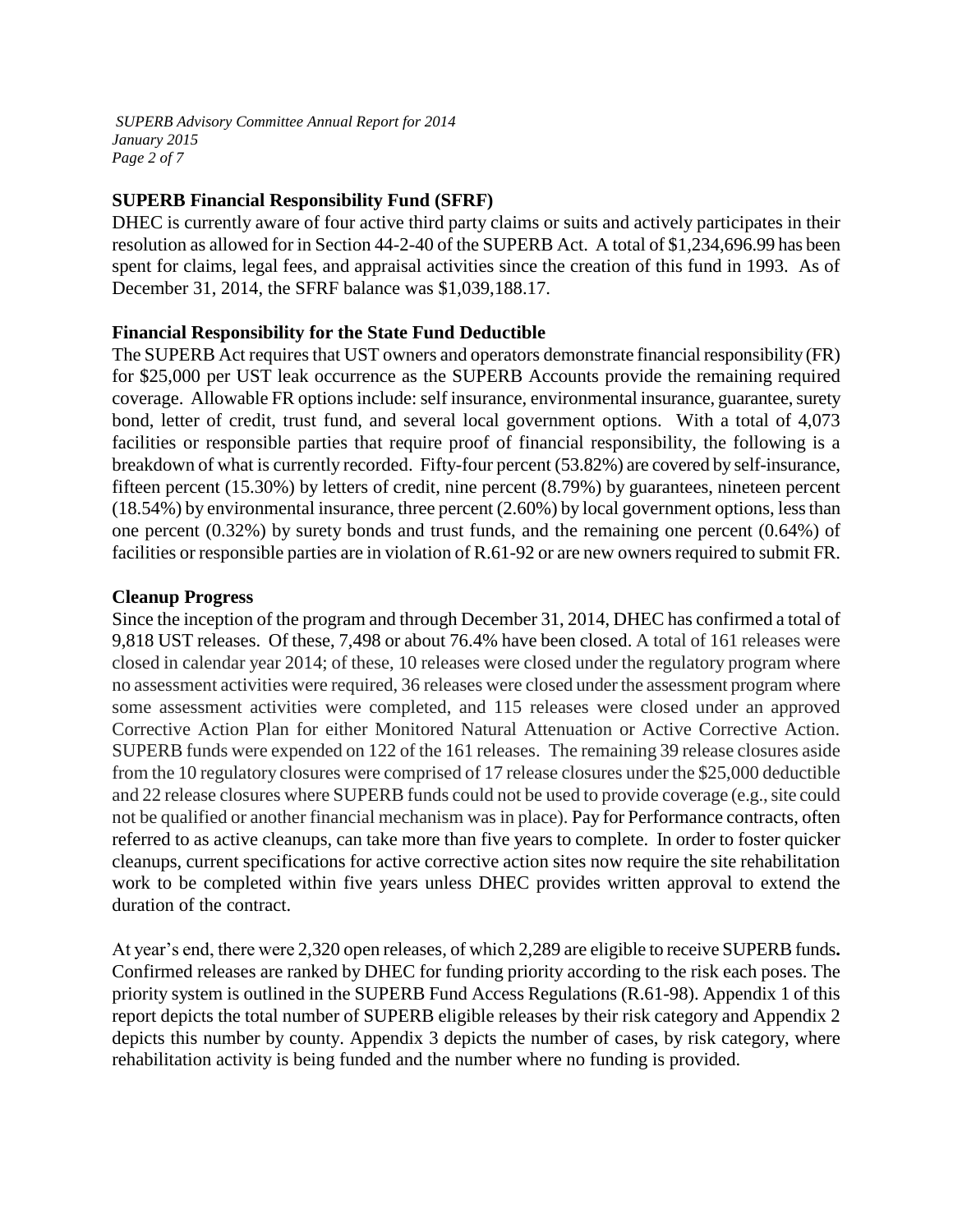## SUPERB Financial Responsibility Fund (SFRF)

DHEC is currently aware of four active third party claims or suits and actively participates in their resolution as allowed for in Section 44-2-40 of the SUPERB Act. A total of $1,234,696.99 has been spent for claims, legal fees, and appraisal activities since the creation of this fund in 1993. As of December 31, 2014, the SFRF balance was $1,039,188.17.

## Financial Responsibility for the State Fund Deductible

The SUPERB Act requires that UST owners and operators demonstrate financial responsibility (FR) for $25,000 per UST leak occurrence as the SUPERB Accounts provide the remaining required coverage. Allowable FR options include: self insurance, environmental insurance, guarantee, surety bond, letter of credit, trust fund, and several local government options. With a total of 4,073 facilities or responsible parties that require proof of financial responsibility, the following is a breakdown of what is currently recorded. Fifty-four percent (53.82%) are covered by self-insurance, fifteen percent (15.30%) by letters of credit, nine percent (8.79%) by guarantees, nineteen percent (18.54%) by environmental insurance, three percent (2.60%) by local government options, less than one percent (0.32%) by surety bonds and trust funds, and the remaining one percent (0.64%) of facilities or responsible parties are in violation of R.61-92 or are new owners required to submit FR.

## Cleanup Progress

Since the inception of the program and through December 31, 2014, DHEC has confirmed a total of 9,818 UST releases. Of these, 7,498 or about 76.4% have been closed. A total of 161 releases were closed in calendar year 2014; of these, 10 releases were closed under the regulatory program where no assessment activities were required, 36 releases were closed under the assessment program where some assessment activities were completed, and 115 releases were closed under an approved Corrective Action Plan for either Monitored Natural Attenuation or Active Corrective Action. SUPERB funds were expended on 122 of the 161 releases. The remaining 39 release closures aside from the 10 regulatory closures were comprised of 17 release closures under the $25,000 deductible and 22 release closures where SUPERB funds could not be used to provide coverage (e.g., site could not be qualified or another financial mechanism was in place). Pay for Performance contracts, often referred to as active cleanups, can take more than five years to complete. In order to foster quicker cleanups, current specifications for active corrective action sites now require the site rehabilitation work to be completed within five years unless DHEC provides written approval to extend the duration of the contract.

At year's end, there were 2,320 open releases, of which 2,289 are eligible to receive SUPERB funds**.** Confirmed releases are ranked by DHEC for funding priority according to the risk each poses. The priority system is outlined in the SUPERB Fund Access Regulations (R.61-98). Appendix 1 of this report depicts the total number of SUPERB eligible releases by their risk category and Appendix 2 depicts this number by county. Appendix 3 depicts the number of cases, by risk category, where rehabilitation activity is being funded and the number where no funding is provided.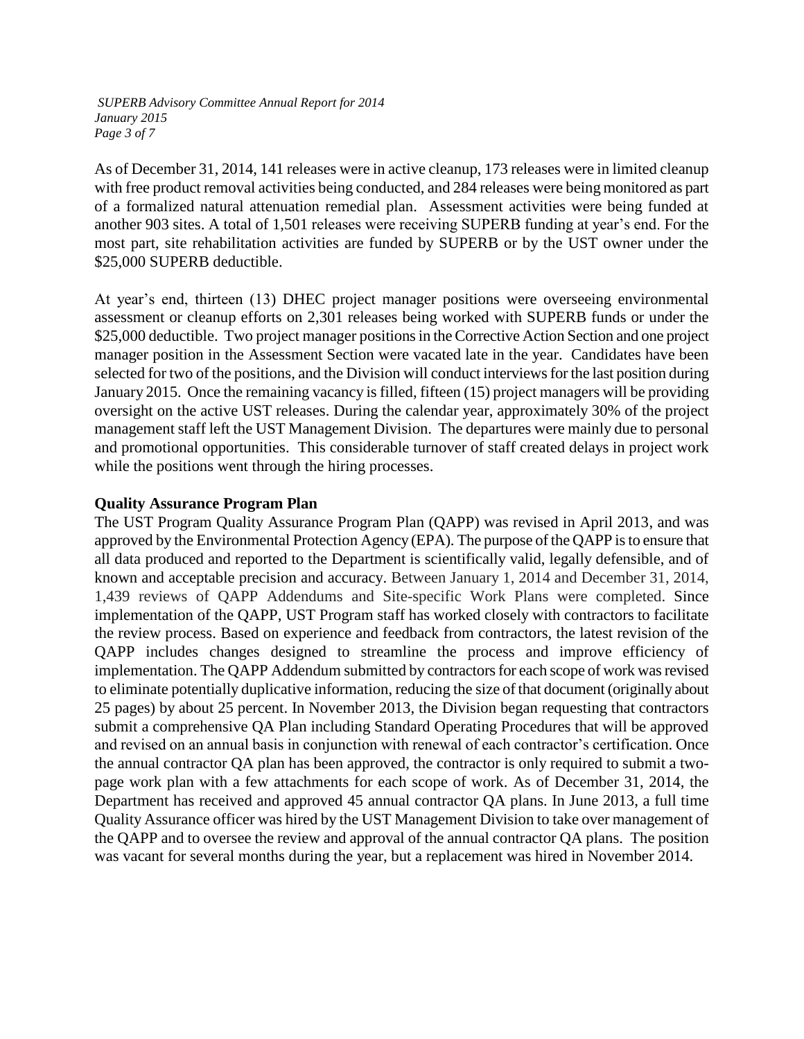As of December 31, 2014, 141 releases were in active cleanup, 173 releases were in limited cleanup with free product removal activities being conducted, and 284 releases were being monitored as part of a formalized natural attenuation remedial plan. Assessment activities were being funded at another 903 sites. A total of 1,501 releases were receiving SUPERB funding at year's end. For the most part, site rehabilitation activities are funded by SUPERB or by the UST owner under the $25,000 SUPERB deductible.

At year's end, thirteen (13) DHEC project manager positions were overseeing environmental assessment or cleanup efforts on 2,301 releases being worked with SUPERB funds or under the $25,000 deductible. Two project manager positions in the Corrective Action Section and one project manager position in the Assessment Section were vacated late in the year. Candidates have been selected for two of the positions, and the Division will conduct interviews for the last position during January 2015. Once the remaining vacancy is filled, fifteen (15) project managers will be providing oversight on the active UST releases. During the calendar year, approximately 30% of the project management staff left the UST Management Division. The departures were mainly due to personal and promotional opportunities. This considerable turnover of staff created delays in project work while the positions went through the hiring processes.

**Quality Assurance Program Plan**

The UST Program Quality Assurance Program Plan (QAPP) was revised in April 2013, and was approved by the Environmental Protection Agency (EPA). The purpose of the QAPP is to ensure that all data produced and reported to the Department is scientifically valid, legally defensible, and of known and acceptable precision and accuracy. Between January 1, 2014 and December 31, 2014, 1,439 reviews of QAPP Addendums and Site-specific Work Plans were completed. Since implementation of the QAPP, UST Program staff has worked closely with contractors to facilitate the review process. Based on experience and feedback from contractors, the latest revision of the QAPP includes changes designed to streamline the process and improve efficiency of implementation. The QAPP Addendum submitted by contractors for each scope of work was revised to eliminate potentially duplicative information, reducing the size of that document (originally about 25 pages) by about 25 percent. In November 2013, the Division began requesting that contractors submit a comprehensive QA Plan including Standard Operating Procedures that will be approved and revised on an annual basis in conjunction with renewal of each contractor's certification. Once the annual contractor QA plan has been approved, the contractor is only required to submit a two-page work plan with a few attachments for each scope of work. As of December 31, 2014, the Department has received and approved 45 annual contractor QA plans. In June 2013, a full time Quality Assurance officer was hired by the UST Management Division to take over management of the QAPP and to oversee the review and approval of the annual contractor QA plans. The position was vacant for several months during the year, but a replacement was hired in November 2014.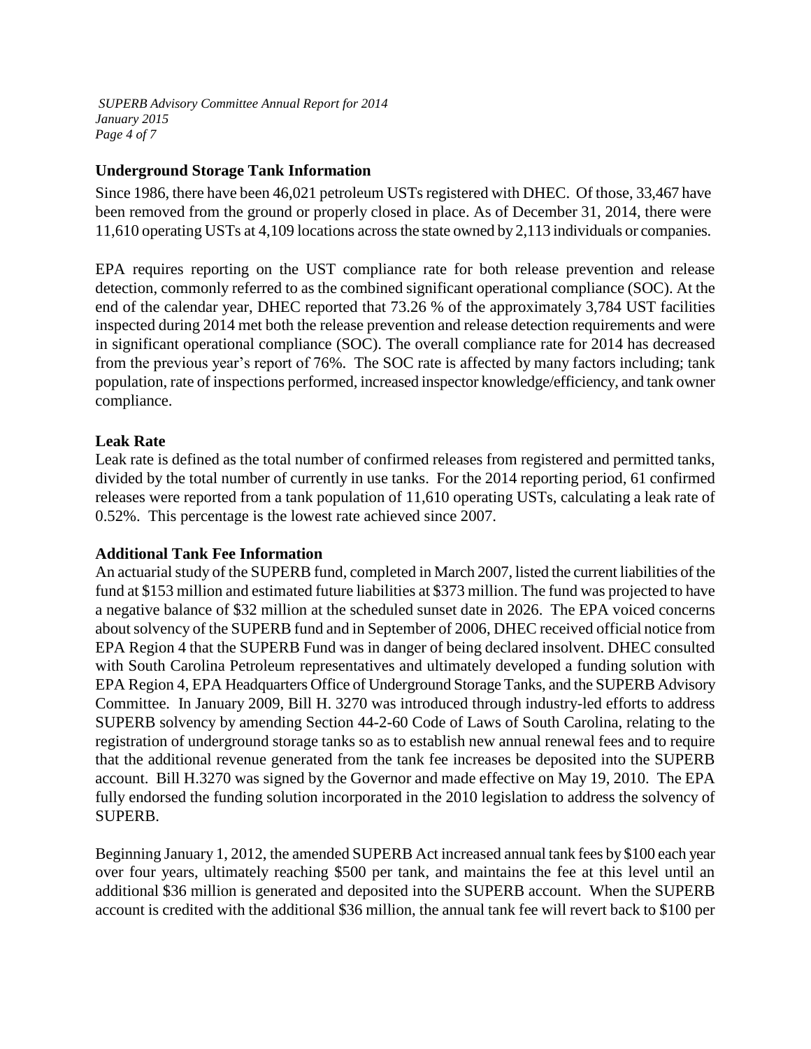## Underground Storage Tank Information

Since 1986, there have been 46,021 petroleum USTs registered with DHEC. Of those, 33,467 have been removed from the ground or properly closed in place. As of December 31, 2014, there were 11,610 operating USTs at 4,109 locations across the state owned by 2,113 individuals or companies.

EPA requires reporting on the UST compliance rate for both release prevention and release detection, commonly referred to as the combined significant operational compliance (SOC). At the end of the calendar year, DHEC reported that 73.26 % of the approximately 3,784 UST facilities inspected during 2014 met both the release prevention and release detection requirements and were in significant operational compliance (SOC). The overall compliance rate for 2014 has decreased from the previous year's report of 76%. The SOC rate is affected by many factors including; tank population, rate of inspections performed, increased inspector knowledge/efficiency, and tank owner compliance.

## Leak Rate

Leak rate is defined as the total number of confirmed releases from registered and permitted tanks, divided by the total number of currently in use tanks. For the 2014 reporting period, 61 confirmed releases were reported from a tank population of 11,610 operating USTs, calculating a leak rate of 0.52%. This percentage is the lowest rate achieved since 2007.

## Additional Tank Fee Information

An actuarial study of the SUPERB fund, completed in March 2007, listed the current liabilities of the fund at $153 million and estimated future liabilities at $373 million. The fund was projected to have a negative balance of $32 million at the scheduled sunset date in 2026. The EPA voiced concerns about solvency of the SUPERB fund and in September of 2006, DHEC received official notice from EPA Region 4 that the SUPERB Fund was in danger of being declared insolvent. DHEC consulted with South Carolina Petroleum representatives and ultimately developed a funding solution with EPA Region 4, EPA Headquarters Office of Underground Storage Tanks, and the SUPERB Advisory Committee. In January 2009, Bill H. 3270 was introduced through industry-led efforts to address SUPERB solvency by amending Section 44-2-60 Code of Laws of South Carolina, relating to the registration of underground storage tanks so as to establish new annual renewal fees and to require that the additional revenue generated from the tank fee increases be deposited into the SUPERB account. Bill H.3270 was signed by the Governor and made effective on May 19, 2010. The EPA fully endorsed the funding solution incorporated in the 2010 legislation to address the solvency of SUPERB.

Beginning January 1, 2012, the amended SUPERB Act increased annual tank fees by $100 each year over four years, ultimately reaching $500 per tank, and maintains the fee at this level until an additional $36 million is generated and deposited into the SUPERB account. When the SUPERB account is credited with the additional $36 million, the annual tank fee will revert back to $100 per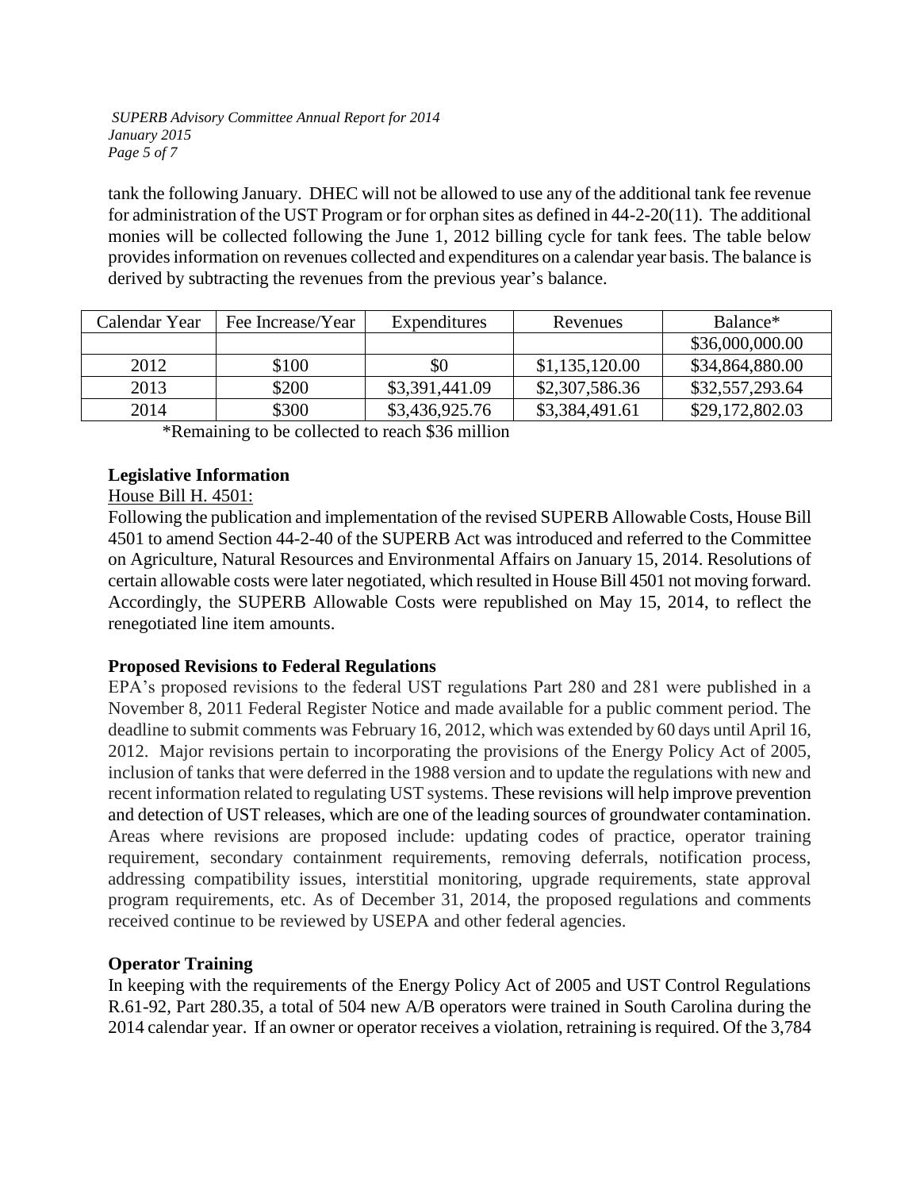tank the following January. DHEC will not be allowed to use any of the additional tank fee revenue for administration of the UST Program or for orphan sites as defined in 44-2-20(11). The additional monies will be collected following the June 1, 2012 billing cycle for tank fees. The table below provides information on revenues collected and expenditures on a calendar year basis. The balance is derived by subtracting the revenues from the previous year's balance.

| Calendar Year | Fee Increase/Year | Expenditures | Revenues | Balance* |
|---|---|---|---|---|
| | | | | $36,000,000.00 |
| 2012 | $100 | $0 | $1,135,120.00 | $34,864,880.00 |
| 2013 | $200 | $3,391,441.09 | $2,307,586.36 | $32,557,293.64 |
| 2014 | $300 | $3,436,925.76 | $3,384,491.61 | $29,172,802.03 |

*Remaining to be collected to reach $36 million

**Legislative Information**

House Bill H. 4501:

Following the publication and implementation of the revised SUPERB Allowable Costs, House Bill 4501 to amend Section 44-2-40 of the SUPERB Act was introduced and referred to the Committee on Agriculture, Natural Resources and Environmental Affairs on January 15, 2014. Resolutions of certain allowable costs were later negotiated, which resulted in House Bill 4501 not moving forward. Accordingly, the SUPERB Allowable Costs were republished on May 15, 2014, to reflect the renegotiated line item amounts.

**Proposed Revisions to Federal Regulations**

EPA's proposed revisions to the federal UST regulations Part 280 and 281 were published in a November 8, 2011 Federal Register Notice and made available for a public comment period. The deadline to submit comments was February 16, 2012, which was extended by 60 days until April 16, 2012. Major revisions pertain to incorporating the provisions of the Energy Policy Act of 2005, inclusion of tanks that were deferred in the 1988 version and to update the regulations with new and recent information related to regulating UST systems. These revisions will help improve prevention and detection of UST releases, which are one of the leading sources of groundwater contamination. Areas where revisions are proposed include: updating codes of practice, operator training requirement, secondary containment requirements, removing deferrals, notification process, addressing compatibility issues, interstitial monitoring, upgrade requirements, state approval program requirements, etc. As of December 31, 2014, the proposed regulations and comments received continue to be reviewed by USEPA and other federal agencies.

**Operator Training**

In keeping with the requirements of the Energy Policy Act of 2005 and UST Control Regulations R.61-92, Part 280.35, a total of 504 new A/B operators were trained in South Carolina during the 2014 calendar year. If an owner or operator receives a violation, retraining is required. Of the 3,784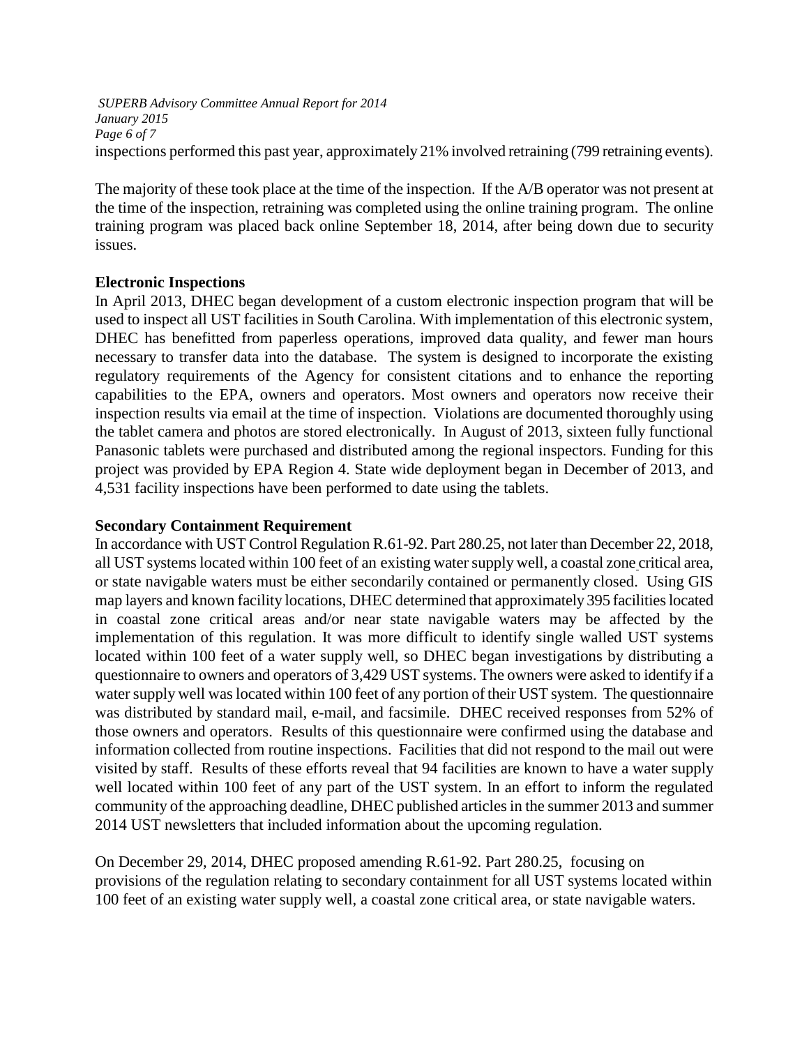inspections performed this past year, approximately 21% involved retraining (799 retraining events).

The majority of these took place at the time of the inspection. If the A/B operator was not present at the time of the inspection, retraining was completed using the online training program. The online training program was placed back online September 18, 2014, after being down due to security issues.

**Electronic Inspections**

In April 2013, DHEC began development of a custom electronic inspection program that will be used to inspect all UST facilities in South Carolina. With implementation of this electronic system, DHEC has benefitted from paperless operations, improved data quality, and fewer man hours necessary to transfer data into the database. The system is designed to incorporate the existing regulatory requirements of the Agency for consistent citations and to enhance the reporting capabilities to the EPA, owners and operators. Most owners and operators now receive their inspection results via email at the time of inspection. Violations are documented thoroughly using the tablet camera and photos are stored electronically. In August of 2013, sixteen fully functional Panasonic tablets were purchased and distributed among the regional inspectors. Funding for this project was provided by EPA Region 4. State wide deployment began in December of 2013, and 4,531 facility inspections have been performed to date using the tablets.

**Secondary Containment Requirement**

In accordance with UST Control Regulation R.61-92. Part 280.25, not later than December 22, 2018, all UST systems located within 100 feet of an existing water supply well, a coastal zone critical area, or state navigable waters must be either secondarily contained or permanently closed. Using GIS map layers and known facility locations, DHEC determined that approximately 395 facilities located in coastal zone critical areas and/or near state navigable waters may be affected by the implementation of this regulation. It was more difficult to identify single walled UST systems located within 100 feet of a water supply well, so DHEC began investigations by distributing a questionnaire to owners and operators of 3,429 UST systems. The owners were asked to identify if a water supply well was located within 100 feet of any portion of their UST system. The questionnaire was distributed by standard mail, e-mail, and facsimile. DHEC received responses from 52% of those owners and operators. Results of this questionnaire were confirmed using the database and information collected from routine inspections. Facilities that did not respond to the mail out were visited by staff. Results of these efforts reveal that 94 facilities are known to have a water supply well located within 100 feet of any part of the UST system. In an effort to inform the regulated community of the approaching deadline, DHEC published articles in the summer 2013 and summer 2014 UST newsletters that included information about the upcoming regulation.

On December 29, 2014, DHEC proposed amending R.61-92. Part 280.25, focusing on provisions of the regulation relating to secondary containment for all UST systems located within 100 feet of an existing water supply well, a coastal zone critical area, or state navigable waters.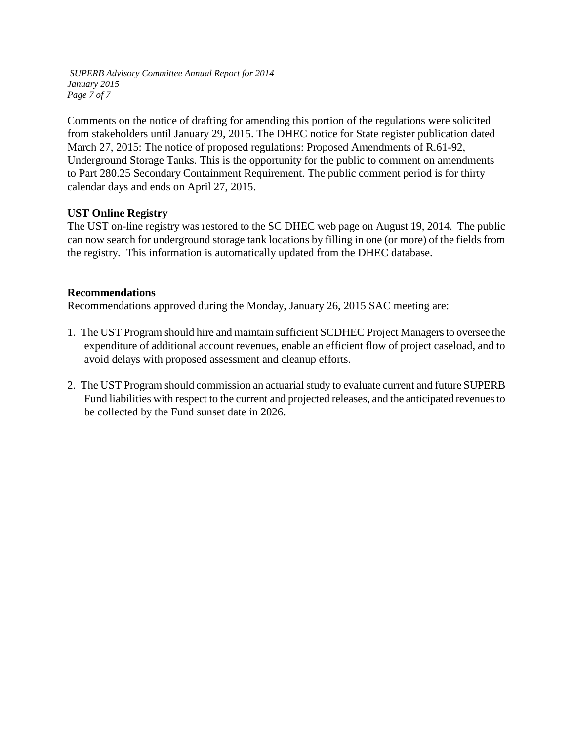Comments on the notice of drafting for amending this portion of the regulations were solicited from stakeholders until January 29, 2015. The DHEC notice for State register publication dated March 27, 2015: The notice of proposed regulations: Proposed Amendments of R.61-92, Underground Storage Tanks. This is the opportunity for the public to comment on amendments to Part 280.25 Secondary Containment Requirement. The public comment period is for thirty calendar days and ends on April 27, 2015.

**UST Online Registry**

The UST on-line registry was restored to the SC DHEC web page on August 19, 2014. The public can now search for underground storage tank locations by filling in one (or more) of the fields from the registry. This information is automatically updated from the DHEC database.

**Recommendations**

Recommendations approved during the Monday, January 26, 2015 SAC meeting are:

1. The UST Program should hire and maintain sufficient SCDHEC Project Managers to oversee the expenditure of additional account revenues, enable an efficient flow of project caseload, and to avoid delays with proposed assessment and cleanup efforts.

2. The UST Program should commission an actuarial study to evaluate current and future SUPERB Fund liabilities with respect to the current and projected releases, and the anticipated revenues to be collected by the Fund sunset date in 2026.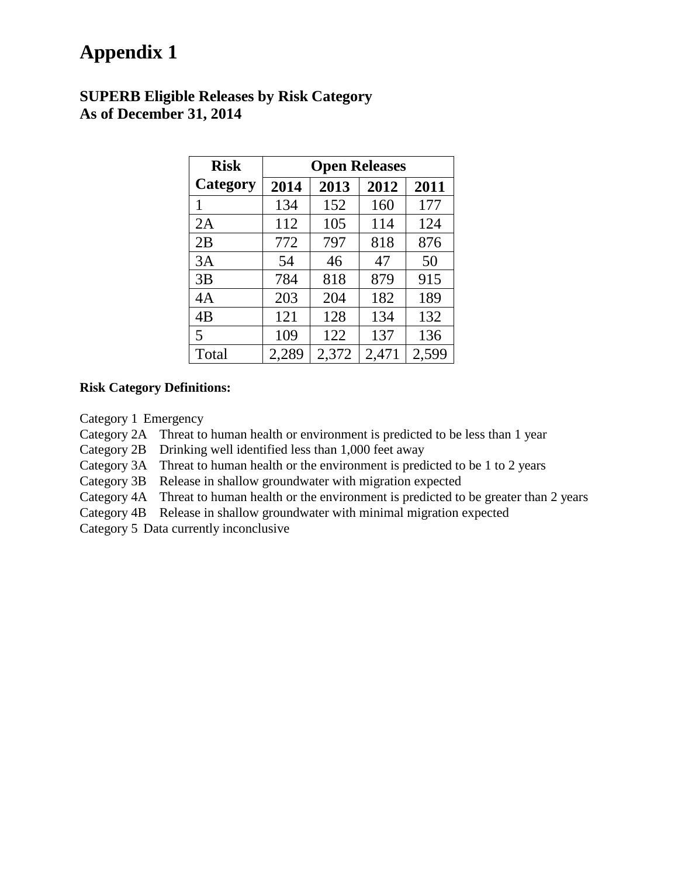# Appendix 1

## SUPERB Eligible Releases by Risk Category
## As of December 31, 2014

| Risk Category | Open Releases | | | |
|---|---|---|---|---|
| | 2014 | 2013 | 2012 | 2011 |
| 1 | 134 | 152 | 160 | 177 |
| 2A | 112 | 105 | 114 | 124 |
| 2B | 772 | 797 | 818 | 876 |
| 3A | 54 | 46 | 47 | 50 |
| 3B | 784 | 818 | 879 | 915 |
| 4A | 203 | 204 | 182 | 189 |
| 4B | 121 | 128 | 134 | 132 |
| 5 | 109 | 122 | 137 | 136 |
| Total | 2,289 | 2,372 | 2,471 | 2,599 |

**Risk Category Definitions:**

Category 1 Emergency  
Category 2A Threat to human health or environment is predicted to be less than 1 year  
Category 2B Drinking well identified less than 1,000 feet away  
Category 3A Threat to human health or the environment is predicted to be 1 to 2 years  
Category 3B Release in shallow groundwater with migration expected  
Category 4A Threat to human health or the environment is predicted to be greater than 2 years  
Category 4B Release in shallow groundwater with minimal migration expected  
Category 5 Data currently inconclusive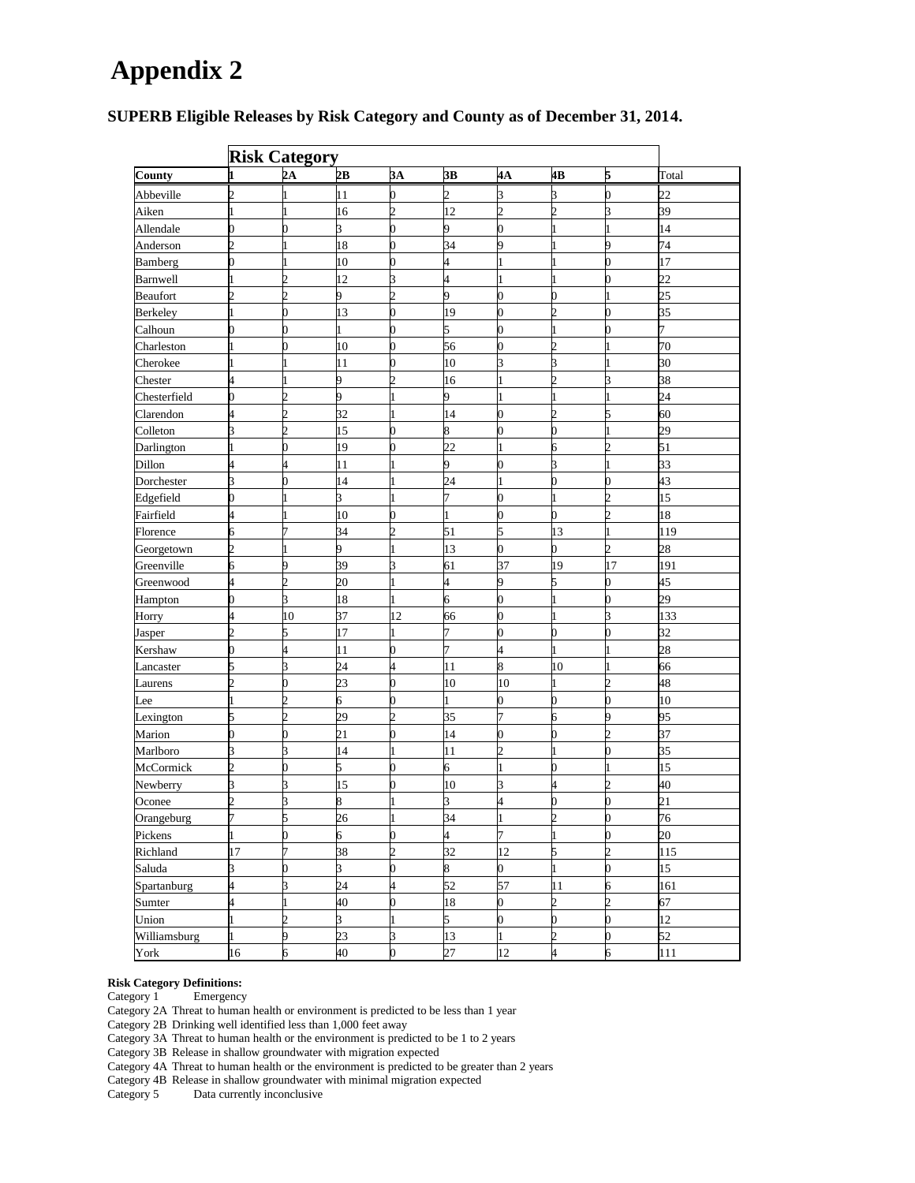# Appendix 2

**SUPERB Eligible Releases by Risk Category and County as of December 31, 2014.**

| | Risk Category | | | | | | | | |
|---|---|---|---|---|---|---|---|---|---|
| **County** | **1** | **2A** | **2B** | **3A** | **3B** | **4A** | **4B** | **5** | Total |
| Abbeville | 2 | 1 | 11 | 0 | 2 | 3 | 3 | 0 | 22 |
| Aiken | 1 | 1 | 16 | 2 | 12 | 2 | 2 | 3 | 39 |
| Allendale | 0 | 0 | 3 | 0 | 9 | 0 | 1 | 1 | 14 |
| Anderson | 2 | 1 | 18 | 0 | 34 | 9 | 1 | 9 | 74 |
| Bamberg | 0 | 1 | 10 | 0 | 4 | 1 | 1 | 0 | 17 |
| Barnwell | 1 | 2 | 12 | 3 | 4 | 1 | 1 | 0 | 22 |
| Beaufort | 2 | 2 | 9 | 2 | 9 | 0 | 0 | 1 | 25 |
| Berkeley | 1 | 0 | 13 | 0 | 19 | 0 | 2 | 0 | 35 |
| Calhoun | 0 | 0 | 1 | 0 | 5 | 0 | 1 | 0 | 7 |
| Charleston | 1 | 0 | 10 | 0 | 56 | 0 | 2 | 1 | 70 |
| Cherokee | 1 | 1 | 11 | 0 | 10 | 3 | 3 | 1 | 30 |
| Chester | 4 | 1 | 9 | 2 | 16 | 1 | 2 | 3 | 38 |
| Chesterfield | 0 | 2 | 9 | 1 | 9 | 1 | 1 | 1 | 24 |
| Clarendon | 4 | 2 | 32 | 1 | 14 | 0 | 2 | 5 | 60 |
| Colleton | 3 | 2 | 15 | 0 | 8 | 0 | 0 | 1 | 29 |
| Darlington | 1 | 0 | 19 | 0 | 22 | 1 | 6 | 2 | 51 |
| Dillon | 4 | 4 | 11 | 1 | 9 | 0 | 3 | 1 | 33 |
| Dorchester | 3 | 0 | 14 | 1 | 24 | 1 | 0 | 0 | 43 |
| Edgefield | 0 | 1 | 3 | 1 | 7 | 0 | 1 | 2 | 15 |
| Fairfield | 4 | 1 | 10 | 0 | 1 | 0 | 0 | 2 | 18 |
| Florence | 6 | 7 | 34 | 2 | 51 | 5 | 13 | 1 | 119 |
| Georgetown | 2 | 1 | 9 | 1 | 13 | 0 | 0 | 2 | 28 |
| Greenville | 6 | 9 | 39 | 3 | 61 | 37 | 19 | 17 | 191 |
| Greenwood | 4 | 2 | 20 | 1 | 4 | 9 | 5 | 0 | 45 |
| Hampton | 0 | 3 | 18 | 1 | 6 | 0 | 1 | 0 | 29 |
| Horry | 4 | 10 | 37 | 12 | 66 | 0 | 1 | 3 | 133 |
| Jasper | 2 | 5 | 17 | 1 | 7 | 0 | 0 | 0 | 32 |
| Kershaw | 0 | 4 | 11 | 0 | 7 | 4 | 1 | 1 | 28 |
| Lancaster | 5 | 3 | 24 | 4 | 11 | 8 | 10 | 1 | 66 |
| Laurens | 2 | 0 | 23 | 0 | 10 | 10 | 1 | 2 | 48 |
| Lee | 1 | 2 | 6 | 0 | 1 | 0 | 0 | 0 | 10 |
| Lexington | 5 | 2 | 29 | 2 | 35 | 7 | 6 | 9 | 95 |
| Marion | 0 | 0 | 21 | 0 | 14 | 0 | 0 | 2 | 37 |
| Marlboro | 3 | 3 | 14 | 1 | 11 | 2 | 1 | 0 | 35 |
| McCormick | 2 | 0 | 5 | 0 | 6 | 1 | 0 | 1 | 15 |
| Newberry | 3 | 3 | 15 | 0 | 10 | 3 | 4 | 2 | 40 |
| Oconee | 2 | 3 | 8 | 1 | 3 | 4 | 0 | 0 | 21 |
| Orangeburg | 7 | 5 | 26 | 1 | 34 | 1 | 2 | 0 | 76 |
| Pickens | 1 | 0 | 6 | 0 | 4 | 7 | 1 | 0 | 20 |
| Richland | 17 | 7 | 38 | 2 | 32 | 12 | 5 | 2 | 115 |
| Saluda | 3 | 0 | 3 | 0 | 8 | 0 | 1 | 0 | 15 |
| Spartanburg | 4 | 3 | 24 | 4 | 52 | 57 | 11 | 6 | 161 |
| Sumter | 4 | 1 | 40 | 0 | 18 | 0 | 2 | 2 | 67 |
| Union | 1 | 2 | 3 | 1 | 5 | 0 | 0 | 0 | 12 |
| Williamsburg | 1 | 9 | 23 | 3 | 13 | 1 | 2 | 0 | 52 |
| York | 16 | 6 | 40 | 0 | 27 | 12 | 4 | 6 | 111 |

**Risk Category Definitions:**

Category 1 Emergency
Category 2A Threat to human health or environment is predicted to be less than 1 year
Category 2B Drinking well identified less than 1,000 feet away
Category 3A Threat to human health or the environment is predicted to be 1 to 2 years
Category 3B Release in shallow groundwater with migration expected
Category 4A Threat to human health or the environment is predicted to be greater than 2 years
Category 4B Release in shallow groundwater with minimal migration expected
Category 5 Data currently inconclusive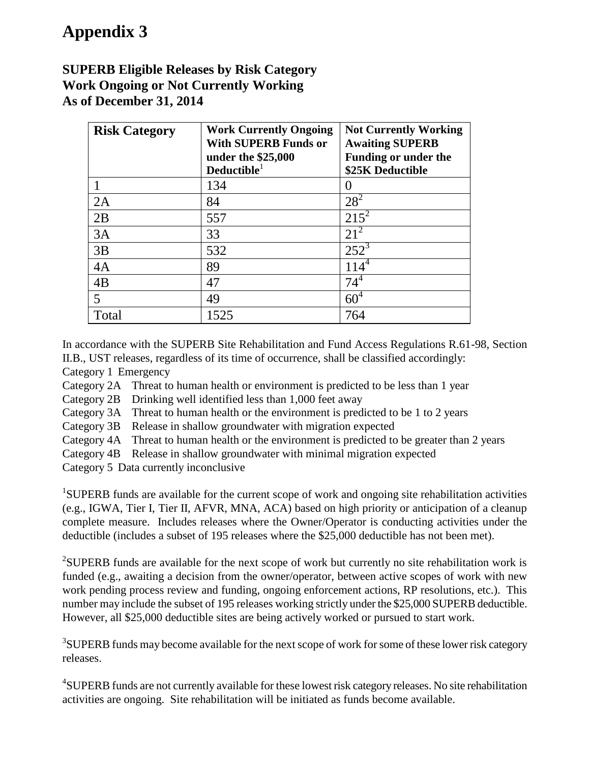# Appendix 3

## SUPERB Eligible Releases by Risk Category
## Work Ongoing or Not Currently Working
## As of December 31, 2014

| Risk Category | Work Currently Ongoing With SUPERB Funds or under the $25,000 Deductible[1] | Not Currently Working Awaiting SUPERB Funding or under the $25K Deductible |
|---|---|---|
| 1 | 134 | 0 |
| 2A | 84 | 28[2] |
| 2B | 557 | 215[2] |
| 3A | 33 | 21[2] |
| 3B | 532 | 252[3] |
| 4A | 89 | 114[4] |
| 4B | 47 | 74[4] |
| 5 | 49 | 60[4] |
| Total | 1525 | 764 |

In accordance with the SUPERB Site Rehabilitation and Fund Access Regulations R.61-98, Section II.B., UST releases, regardless of its time of occurrence, shall be classified accordingly:

Category 1 Emergency
Category 2A Threat to human health or environment is predicted to be less than 1 year
Category 2B Drinking well identified less than 1,000 feet away
Category 3A Threat to human health or the environment is predicted to be 1 to 2 years
Category 3B Release in shallow groundwater with migration expected
Category 4A Threat to human health or the environment is predicted to be greater than 2 years
Category 4B Release in shallow groundwater with minimal migration expected
Category 5 Data currently inconclusive

[1]SUPERB funds are available for the current scope of work and ongoing site rehabilitation activities (e.g., IGWA, Tier I, Tier II, AFVR, MNA, ACA) based on high priority or anticipation of a cleanup complete measure. Includes releases where the Owner/Operator is conducting activities under the deductible (includes a subset of 195 releases where the $25,000 deductible has not been met).

[2]SUPERB funds are available for the next scope of work but currently no site rehabilitation work is funded (e.g., awaiting a decision from the owner/operator, between active scopes of work with new work pending process review and funding, ongoing enforcement actions, RP resolutions, etc.). This number may include the subset of 195 releases working strictly under the $25,000 SUPERB deductible. However, all $25,000 deductible sites are being actively worked or pursued to start work.

[3]SUPERB funds may become available for the next scope of work for some of these lower risk category releases.

[4]SUPERB funds are not currently available for these lowest risk category releases. No site rehabilitation activities are ongoing. Site rehabilitation will be initiated as funds become available.